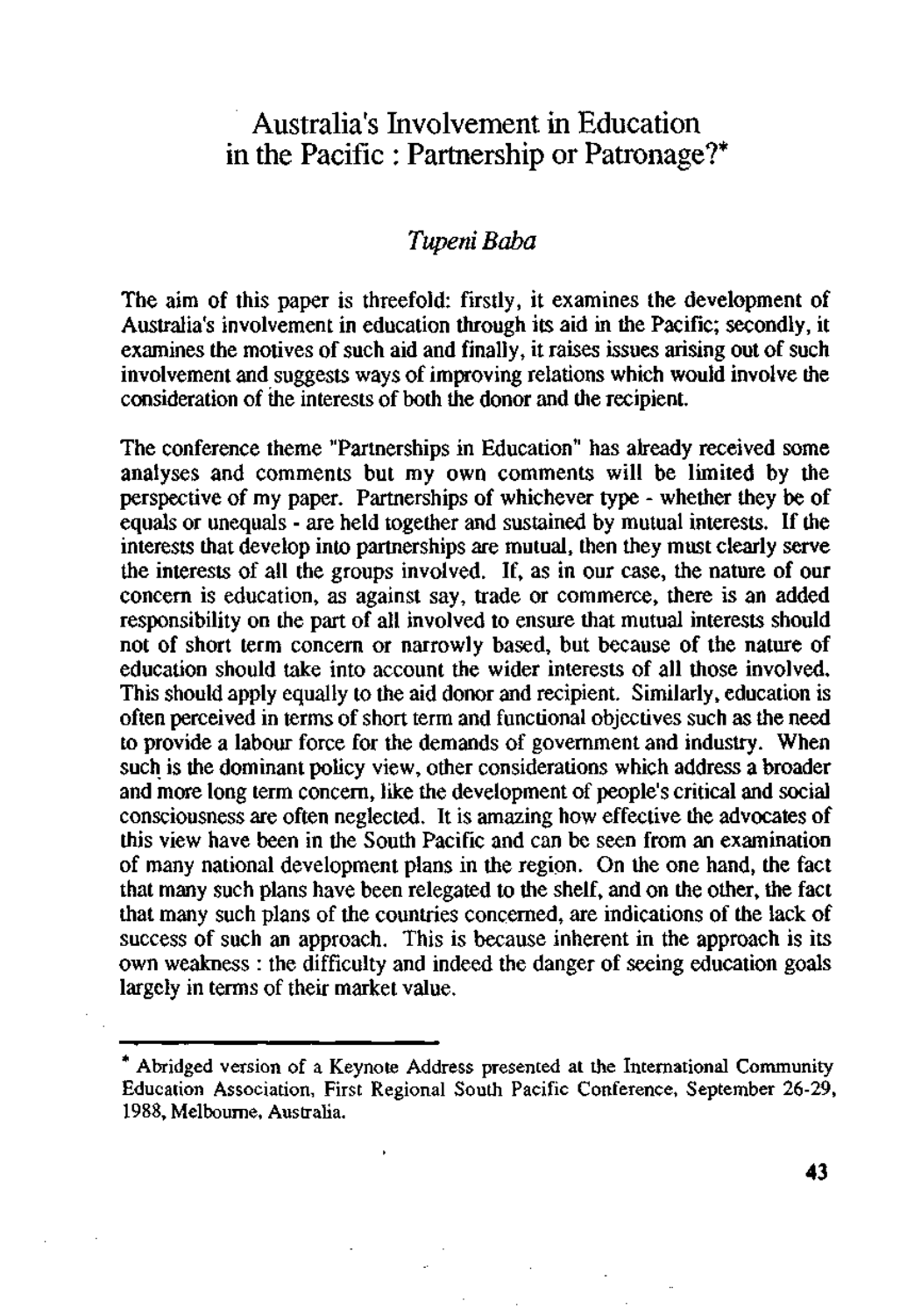# Australia's Involvement in Education in the Pacific : Partnership or Patronage?*

*Tupeni Baba*

The aim of this paper is threefold: firstly, it examines the development of Australia's involvement in education through its aid in the Pacific; secondly, it examines the motives of such aid and finally, it raises issues arising out of such involvement and suggests ways of improving relations which would involve the consideration of the interests of both the donor and the recipient.

The conference theme "Partnerships in Education" has already received some analyses and comments but my own comments will be limited by the perspective of my paper. Partnerships of whichever type - whether they be of equals or unequals - are held together and sustained by mutual interests. If the interests that develop into partnerships are mutual, then they must clearly serve the interests of all the groups involved. If, as in our case, the nature of our concern is education, as against say, trade or commerce, there is an added responsibility on the part of all involved to ensure that mutual interests should not of short term concern or narrowly based, but because of the nature of education should take into account the wider interests of all those involved. This should apply equally to the aid donor and recipient. Similarly, education is often perceived in terms of short term and functional objectives such as the need to provide a labour force for the demands of government and industry. When such is the dominant policy view, other considerations which address a broader and more long term concern, like the development of people's critical and social consciousness are often neglected. It is amazing how effective the advocates of this view have been in the South Pacific and can be seen from an examination of many national development plans in the region. On the one hand, the fact that many such plans have been relegated to the shelf, and on the other, the fact that many such plans of the countries concerned, are indications of the lack of success of such an approach. This is because inherent in the approach is its own weakness : the difficulty and indeed the danger of seeing education goals largely in terms of their market value.

---

* Abridged version of a Keynote Address presented at the International Community Education Association, First Regional South Pacific Conference, September 26-29, 1988, Melbourne, Australia.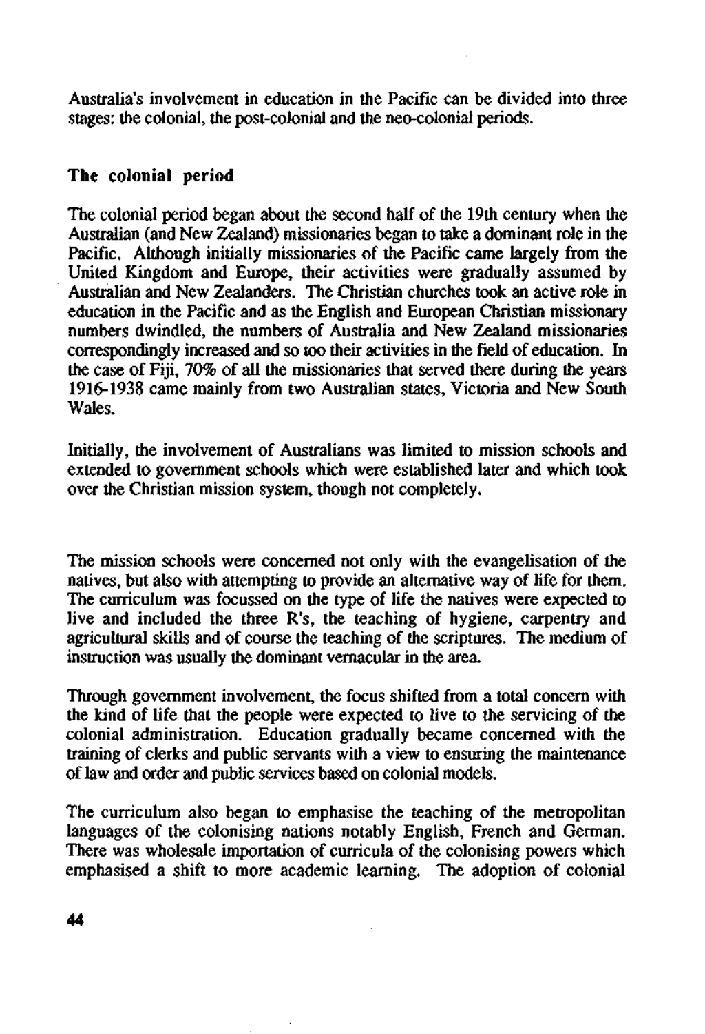Australia's involvement in education in the Pacific can be divided into three stages: the colonial, the post-colonial and the neo-colonial periods.

## The colonial period

The colonial period began about the second half of the 19th century when the Australian (and New Zealand) missionaries began to take a dominant role in the Pacific. Although initially missionaries of the Pacific came largely from the United Kingdom and Europe, their activities were gradually assumed by Australian and New Zealanders. The Christian churches took an active role in education in the Pacific and as the English and European Christian missionary numbers dwindled, the numbers of Australia and New Zealand missionaries correspondingly increased and so too their activities in the field of education. In the case of Fiji, 70% of all the missionaries that served there during the years 1916-1938 came mainly from two Australian states, Victoria and New South Wales.

Initially, the involvement of Australians was limited to mission schools and extended to government schools which were established later and which took over the Christian mission system, though not completely.

The mission schools were concerned not only with the evangelisation of the natives, but also with attempting to provide an alternative way of life for them. The curriculum was focussed on the type of life the natives were expected to live and included the three R's, the teaching of hygiene, carpentry and agricultural skills and of course the teaching of the scriptures. The medium of instruction was usually the dominant vernacular in the area.

Through government involvement, the focus shifted from a total concern with the kind of life that the people were expected to live to the servicing of the colonial administration. Education gradually became concerned with the training of clerks and public servants with a view to ensuring the maintenance of law and order and public services based on colonial models.

The curriculum also began to emphasise the teaching of the metropolitan languages of the colonising nations notably English, French and German. There was wholesale importation of curricula of the colonising powers which emphasised a shift to more academic learning. The adoption of colonial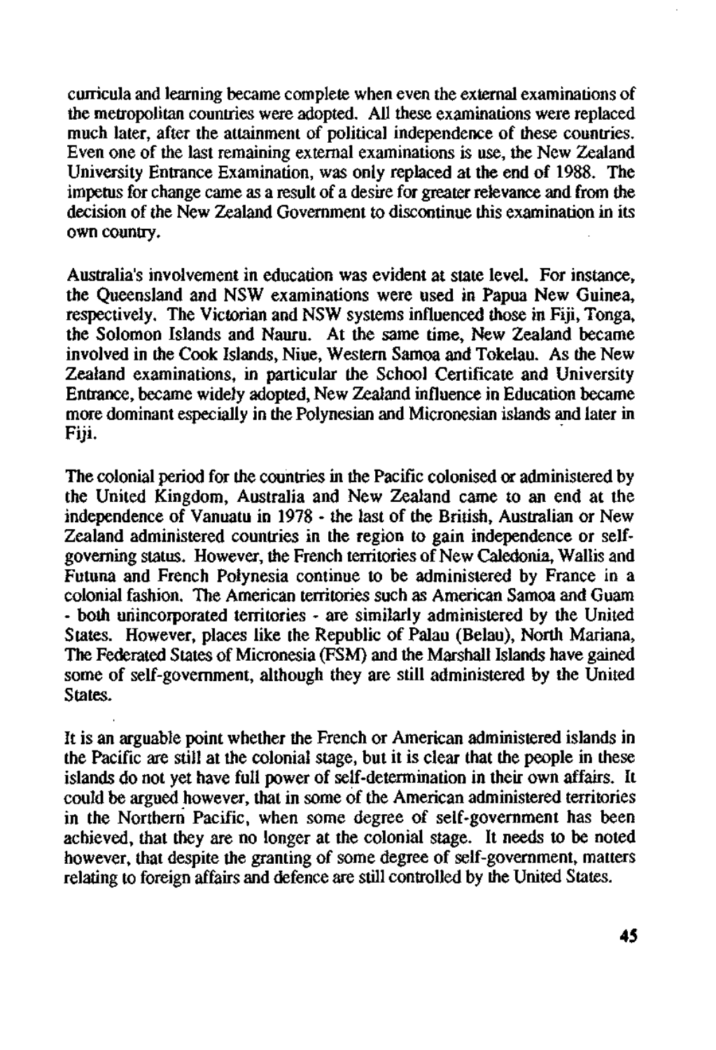curricula and learning became complete when even the external examinations of the metropolitan countries were adopted. All these examinations were replaced much later, after the attainment of political independence of these countries. Even one of the last remaining external examinations is use, the New Zealand University Entrance Examination, was only replaced at the end of 1988. The impetus for change came as a result of a desire for greater relevance and from the decision of the New Zealand Government to discontinue this examination in its own country.

Australia's involvement in education was evident at state level. For instance, the Queensland and NSW examinations were used in Papua New Guinea, respectively. The Victorian and NSW systems influenced those in Fiji, Tonga, the Solomon Islands and Nauru. At the same time, New Zealand became involved in the Cook Islands, Niue, Western Samoa and Tokelau. As the New Zealand examinations, in particular the School Certificate and University Entrance, became widely adopted, New Zealand influence in Education became more dominant especially in the Polynesian and Micronesian islands and later in Fiji.

The colonial period for the countries in the Pacific colonised or administered by the United Kingdom, Australia and New Zealand came to an end at the independence of Vanuatu in 1978 - the last of the British, Australian or New Zealand administered countries in the region to gain independence or self-governing status. However, the French territories of New Caledonia, Wallis and Futuna and French Polynesia continue to be administered by France in a colonial fashion. The American territories such as American Samoa and Guam - both unincorporated territories - are similarly administered by the United States. However, places like the Republic of Palau (Belau), North Mariana, The Federated States of Micronesia (FSM) and the Marshall Islands have gained some of self-government, although they are still administered by the United States.

It is an arguable point whether the French or American administered islands in the Pacific are still at the colonial stage, but it is clear that the people in these islands do not yet have full power of self-determination in their own affairs. It could be argued however, that in some of the American administered territories in the Northern Pacific, when some degree of self-government has been achieved, that they are no longer at the colonial stage. It needs to be noted however, that despite the granting of some degree of self-government, matters relating to foreign affairs and defence are still controlled by the United States.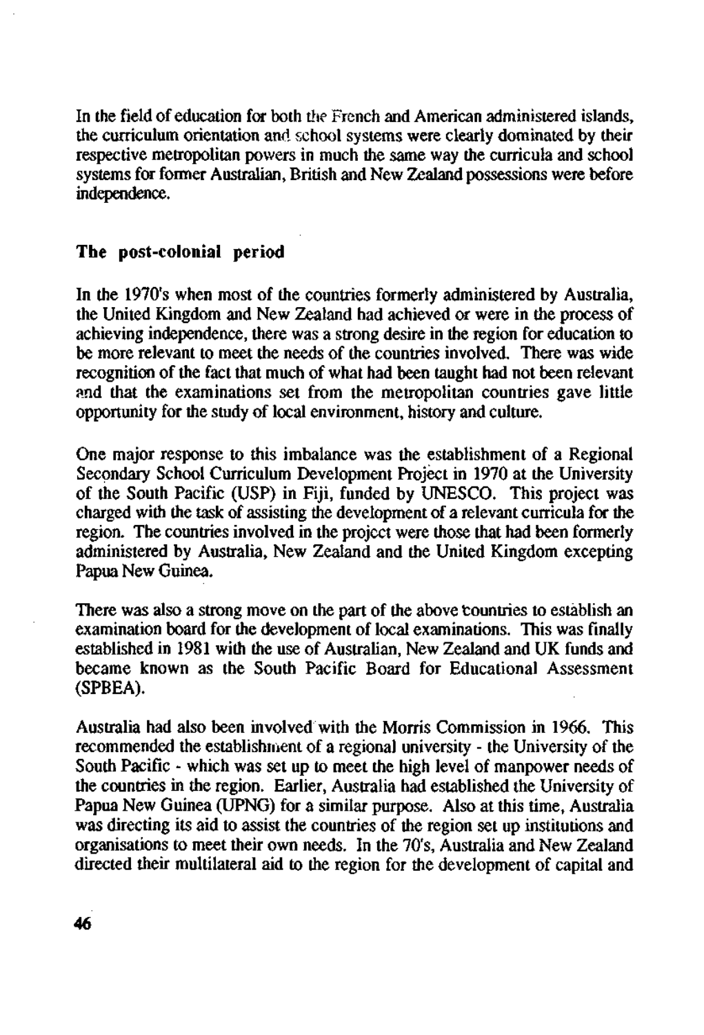In the field of education for both the French and American administered islands, the curriculum orientation and school systems were clearly dominated by their respective metropolitan powers in much the same way the curricula and school systems for former Australian, British and New Zealand possessions were before independence.

## The post-colonial period

In the 1970's when most of the countries formerly administered by Australia, the United Kingdom and New Zealand had achieved or were in the process of achieving independence, there was a strong desire in the region for education to be more relevant to meet the needs of the countries involved. There was wide recognition of the fact that much of what had been taught had not been relevant and that the examinations set from the metropolitan countries gave little opportunity for the study of local environment, history and culture.

One major response to this imbalance was the establishment of a Regional Secondary School Curriculum Development Project in 1970 at the University of the South Pacific (USP) in Fiji, funded by UNESCO. This project was charged with the task of assisting the development of a relevant curricula for the region. The countries involved in the project were those that had been formerly administered by Australia, New Zealand and the United Kingdom excepting Papua New Guinea.

There was also a strong move on the part of the above countries to establish an examination board for the development of local examinations. This was finally established in 1981 with the use of Australian, New Zealand and UK funds and became known as the South Pacific Board for Educational Assessment (SPBEA).

Australia had also been involved with the Morris Commission in 1966. This recommended the establishment of a regional university - the University of the South Pacific - which was set up to meet the high level of manpower needs of the countries in the region. Earlier, Australia had established the University of Papua New Guinea (UPNG) for a similar purpose. Also at this time, Australia was directing its aid to assist the countries of the region set up institutions and organisations to meet their own needs. In the 70's, Australia and New Zealand directed their multilateral aid to the region for the development of capital and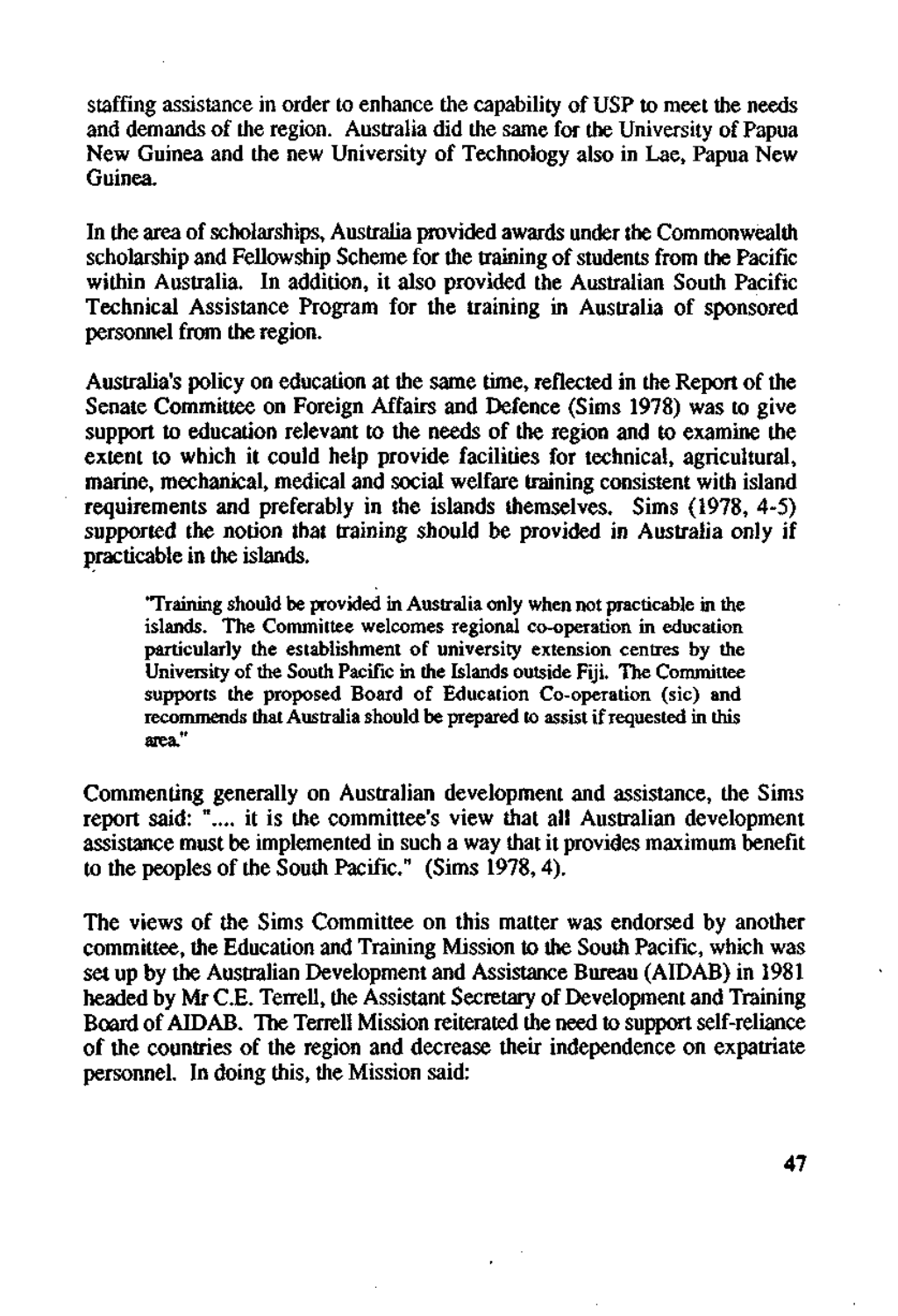staffing assistance in order to enhance the capability of USP to meet the needs and demands of the region. Australia did the same for the University of Papua New Guinea and the new University of Technology also in Lae, Papua New Guinea.

In the area of scholarships, Australia provided awards under the Commonwealth scholarship and Fellowship Scheme for the training of students from the Pacific within Australia. In addition, it also provided the Australian South Pacific Technical Assistance Program for the training in Australia of sponsored personnel from the region.

Australia's policy on education at the same time, reflected in the Report of the Senate Committee on Foreign Affairs and Defence (Sims 1978) was to give support to education relevant to the needs of the region and to examine the extent to which it could help provide facilities for technical, agricultural, marine, mechanical, medical and social welfare training consistent with island requirements and preferably in the islands themselves. Sims (1978, 4-5) supported the notion that training should be provided in Australia only if practicable in the islands.

> "Training should be provided in Australia only when not practicable in the islands. The Committee welcomes regional co-operation in education particularly the establishment of university extension centres by the University of the South Pacific in the Islands outside Fiji. The Committee supports the proposed Board of Education Co-operation (sic) and recommends that Australia should be prepared to assist if requested in this area."

Commenting generally on Australian development and assistance, the Sims report said: ".... it is the committee's view that all Australian development assistance must be implemented in such a way that it provides maximum benefit to the peoples of the South Pacific." (Sims 1978, 4).

The views of the Sims Committee on this matter was endorsed by another committee, the Education and Training Mission to the South Pacific, which was set up by the Australian Development and Assistance Bureau (AIDAB) in 1981 headed by Mr C.E. Terrell, the Assistant Secretary of Development and Training Board of AIDAB. The Terrell Mission reiterated the need to support self-reliance of the countries of the region and decrease their independence on expatriate personnel. In doing this, the Mission said: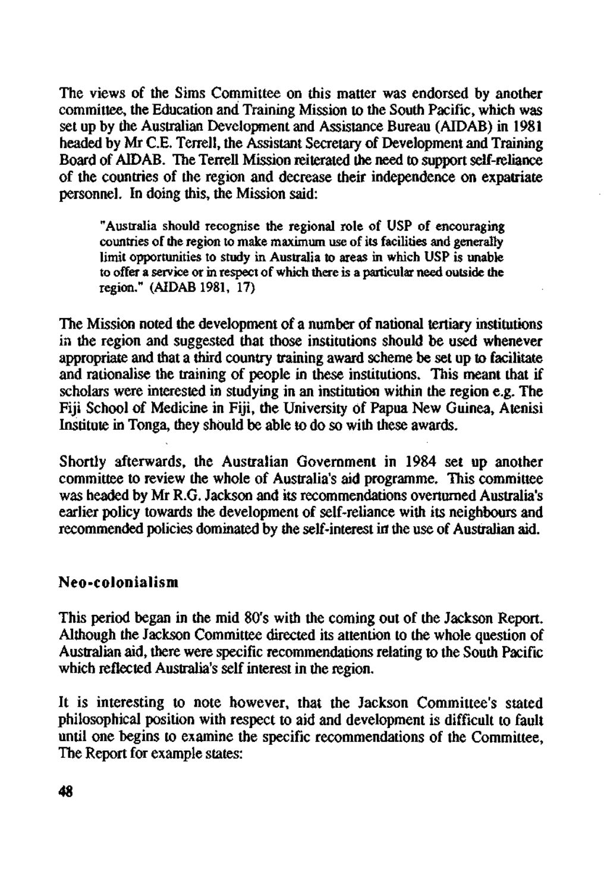The views of the Sims Committee on this matter was endorsed by another committee, the Education and Training Mission to the South Pacific, which was set up by the Australian Development and Assistance Bureau (AIDAB) in 1981 headed by Mr C.E. Terrell, the Assistant Secretary of Development and Training Board of AIDAB. The Terrell Mission reiterated the need to support self-reliance of the countries of the region and decrease their independence on expatriate personnel. In doing this, the Mission said:

> "Australia should recognise the regional role of USP of encouraging countries of the region to make maximum use of its facilities and generally limit opportunities to study in Australia to areas in which USP is unable to offer a service or in respect of which there is a particular need outside the region." (AIDAB 1981, 17)

The Mission noted the development of a number of national tertiary institutions in the region and suggested that those institutions should be used whenever appropriate and that a third country training award scheme be set up to facilitate and rationalise the training of people in these institutions. This meant that if scholars were interested in studying in an institution within the region e.g. The Fiji School of Medicine in Fiji, the University of Papua New Guinea, Atenisi Institute in Tonga, they should be able to do so with these awards.

Shortly afterwards, the Australian Government in 1984 set up another committee to review the whole of Australia's aid programme. This committee was headed by Mr R.G. Jackson and its recommendations overturned Australia's earlier policy towards the development of self-reliance with its neighbours and recommended policies dominated by the self-interest in the use of Australian aid.

## Neo-colonialism

This period began in the mid 80's with the coming out of the Jackson Report. Although the Jackson Committee directed its attention to the whole question of Australian aid, there were specific recommendations relating to the South Pacific which reflected Australia's self interest in the region.

It is interesting to note however, that the Jackson Committee's stated philosophical position with respect to aid and development is difficult to fault until one begins to examine the specific recommendations of the Committee, The Report for example states: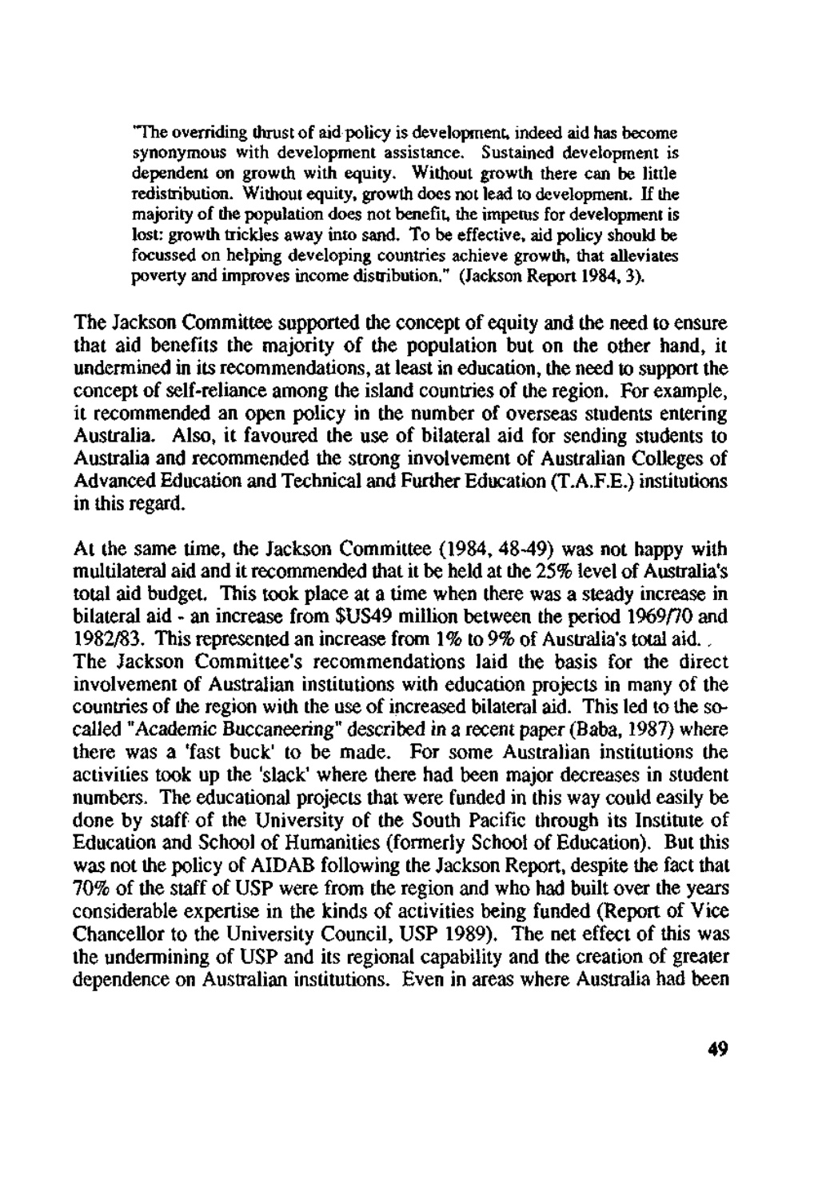> "The overriding thrust of aid policy is development, indeed aid has become synonymous with development assistance. Sustained development is dependent on growth with equity. Without growth there can be little redistribution. Without equity, growth does not lead to development. If the majority of the population does not benefit, the impetus for development is lost: growth trickles away into sand. To be effective, aid policy should be focussed on helping developing countries achieve growth, that alleviates poverty and improves income distribution." (Jackson Report 1984, 3).

The Jackson Committee supported the concept of equity and the need to ensure that aid benefits the majority of the population but on the other hand, it undermined in its recommendations, at least in education, the need to support the concept of self-reliance among the island countries of the region. For example, it recommended an open policy in the number of overseas students entering Australia. Also, it favoured the use of bilateral aid for sending students to Australia and recommended the strong involvement of Australian Colleges of Advanced Education and Technical and Further Education (T.A.F.E.) institutions in this regard.

At the same time, the Jackson Committee (1984, 48-49) was not happy with multilateral aid and it recommended that it be held at the 25% level of Australia's total aid budget. This took place at a time when there was a steady increase in bilateral aid - an increase from $US49 million between the period 1969/70 and 1982/83. This represented an increase from 1% to 9% of Australia's total aid. .
The Jackson Committee's recommendations laid the basis for the direct involvement of Australian institutions with education projects in many of the countries of the region with the use of increased bilateral aid. This led to the so-called "Academic Buccaneering" described in a recent paper (Baba, 1987) where there was a 'fast buck' to be made. For some Australian institutions the activities took up the 'slack' where there had been major decreases in student numbers. The educational projects that were funded in this way could easily be done by staff of the University of the South Pacific through its Institute of Education and School of Humanities (formerly School of Education). But this was not the policy of AIDAB following the Jackson Report, despite the fact that 70% of the staff of USP were from the region and who had built over the years considerable expertise in the kinds of activities being funded (Report of Vice Chancellor to the University Council, USP 1989). The net effect of this was the undermining of USP and its regional capability and the creation of greater dependence on Australian institutions. Even in areas where Australia had been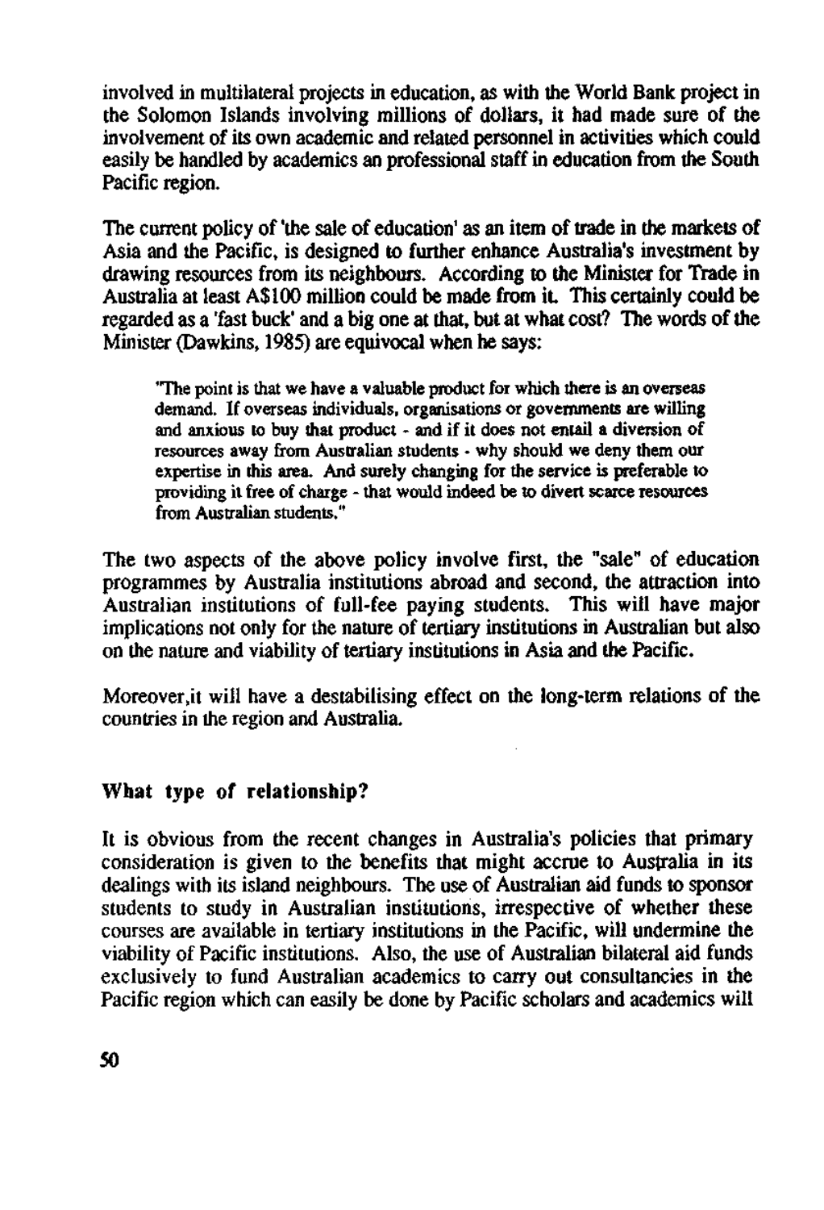involved in multilateral projects in education, as with the World Bank project in the Solomon Islands involving millions of dollars, it had made sure of the involvement of its own academic and related personnel in activities which could easily be handled by academics an professional staff in education from the South Pacific region.

The current policy of 'the sale of education' as an item of trade in the markets of Asia and the Pacific, is designed to further enhance Australia's investment by drawing resources from its neighbours. According to the Minister for Trade in Australia at least A$100 million could be made from it. This certainly could be regarded as a 'fast buck' and a big one at that, but at what cost? The words of the Minister (Dawkins, 1985) are equivocal when he says:

> "The point is that we have a valuable product for which there is an overseas demand. If overseas individuals, organisations or governments are willing and anxious to buy that product - and if it does not entail a diversion of resources away from Australian students - why should we deny them our expertise in this area. And surely changing for the service is preferable to providing it free of charge - that would indeed be to divert scarce resources from Australian students."

The two aspects of the above policy involve first, the "sale" of education programmes by Australia institutions abroad and second, the attraction into Australian institutions of full-fee paying students. This will have major implications not only for the nature of tertiary institutions in Australian but also on the nature and viability of tertiary institutions in Asia and the Pacific.

Moreover,it will have a destabilising effect on the long-term relations of the countries in the region and Australia.

### What type of relationship?

It is obvious from the recent changes in Australia's policies that primary consideration is given to the benefits that might accrue to Australia in its dealings with its island neighbours. The use of Australian aid funds to sponsor students to study in Australian institutions, irrespective of whether these courses are available in tertiary institutions in the Pacific, will undermine the viability of Pacific institutions. Also, the use of Australian bilateral aid funds exclusively to fund Australian academics to carry out consultancies in the Pacific region which can easily be done by Pacific scholars and academics will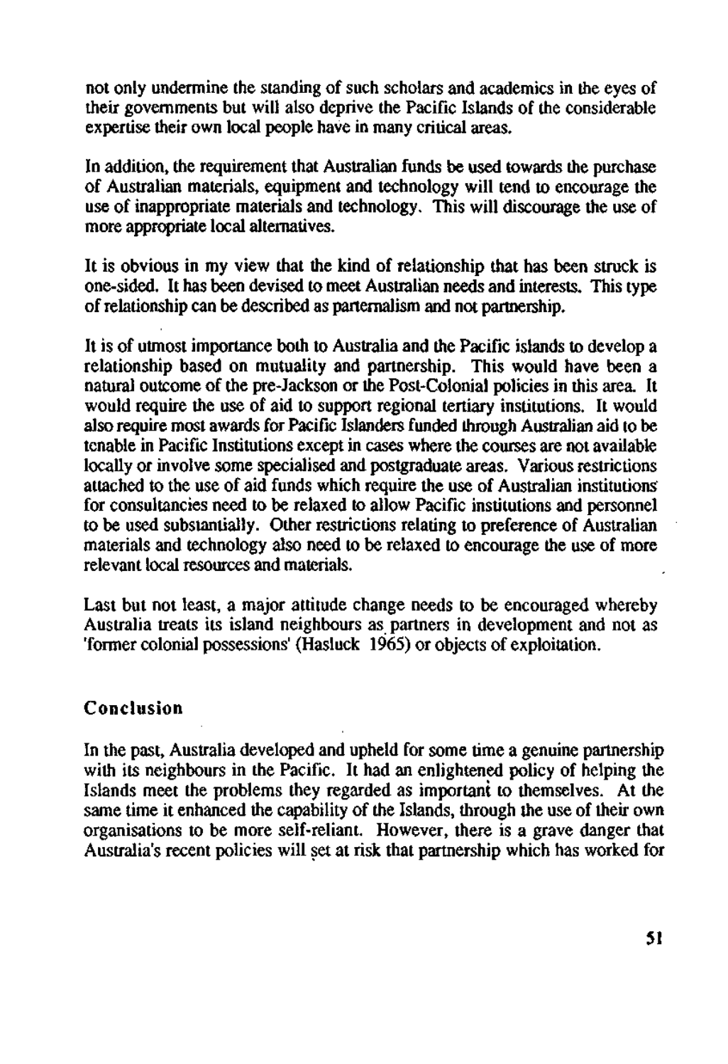not only undermine the standing of such scholars and academics in the eyes of their governments but will also deprive the Pacific Islands of the considerable expertise their own local people have in many critical areas.

In addition, the requirement that Australian funds be used towards the purchase of Australian materials, equipment and technology will tend to encourage the use of inappropriate materials and technology. This will discourage the use of more appropriate local alternatives.

It is obvious in my view that the kind of relationship that has been struck is one-sided. It has been devised to meet Australian needs and interests. This type of relationship can be described as parternalism and not partnership.

It is of utmost importance both to Australia and the Pacific islands to develop a relationship based on mutuality and partnership. This would have been a natural outcome of the pre-Jackson or the Post-Colonial policies in this area. It would require the use of aid to support regional tertiary institutions. It would also require most awards for Pacific Islanders funded through Australian aid to be tenable in Pacific Institutions except in cases where the courses are not available locally or involve some specialised and postgraduate areas. Various restrictions attached to the use of aid funds which require the use of Australian institutions for consultancies need to be relaxed to allow Pacific institutions and personnel to be used substantially. Other restrictions relating to preference of Australian materials and technology also need to be relaxed to encourage the use of more relevant local resources and materials.

Last but not least, a major attitude change needs to be encouraged whereby Australia treats its island neighbours as partners in development and not as 'former colonial possessions' (Hasluck 1965) or objects of exploitation.

## Conclusion

In the past, Australia developed and upheld for some time a genuine partnership with its neighbours in the Pacific. It had an enlightened policy of helping the Islands meet the problems they regarded as important to themselves. At the same time it enhanced the capability of the Islands, through the use of their own organisations to be more self-reliant. However, there is a grave danger that Australia's recent policies will set at risk that partnership which has worked for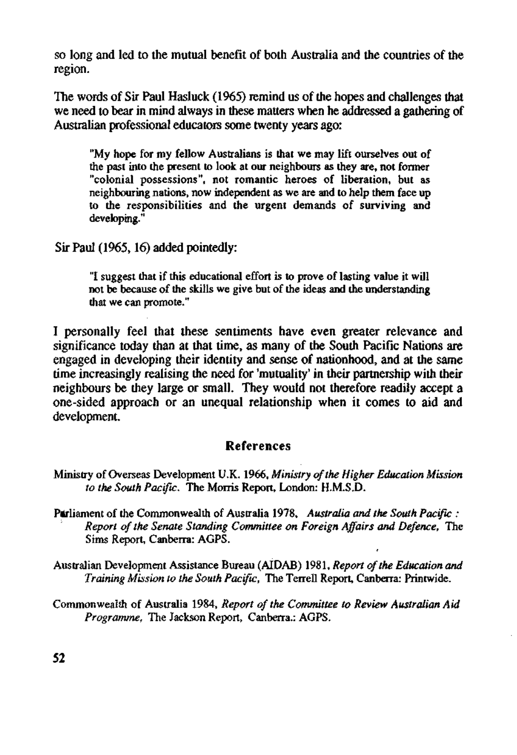so long and led to the mutual benefit of both Australia and the countries of the region.

The words of Sir Paul Hasluck (1965) remind us of the hopes and challenges that we need to bear in mind always in these matters when he addressed a gathering of Australian professional educators some twenty years ago:

> "My hope for my fellow Australians is that we may lift ourselves out of the past into the present to look at our neighbours as they are, not former "colonial possessions", not romantic heroes of liberation, but as neighbouring nations, now independent as we are and to help them face up to the responsibilities and the urgent demands of surviving and developing."

Sir Paul (1965, 16) added pointedly:

> "I suggest that if this educational effort is to prove of lasting value it will not be because of the skills we give but of the ideas and the understanding that we can promote."

I personally feel that these sentiments have even greater relevance and significance today than at that time, as many of the South Pacific Nations are engaged in developing their identity and sense of nationhood, and at the same time increasingly realising the need for 'mutuality' in their partnership with their neighbours be they large or small. They would not therefore readily accept a one-sided approach or an unequal relationship when it comes to aid and development.

## References

Ministry of Overseas Development U.K. 1966, *Ministry of the Higher Education Mission to the South Pacific*. The Morris Report, London: H.M.S.D.

Parliament of the Commonwealth of Australia 1978, *Australia and the South Pacific : Report of the Senate Standing Committee on Foreign Affairs and Defence*, The Sims Report, Canberra: AGPS.

Australian Development Assistance Bureau (AIDAB) 1981, *Report of the Education and Training Mission to the South Pacific*, The Terrell Report, Canberra: Printwide.

Commonwealth of Australia 1984, *Report of the Committee to Review Australian Aid Programme*, The Jackson Report, Canberra.: AGPS.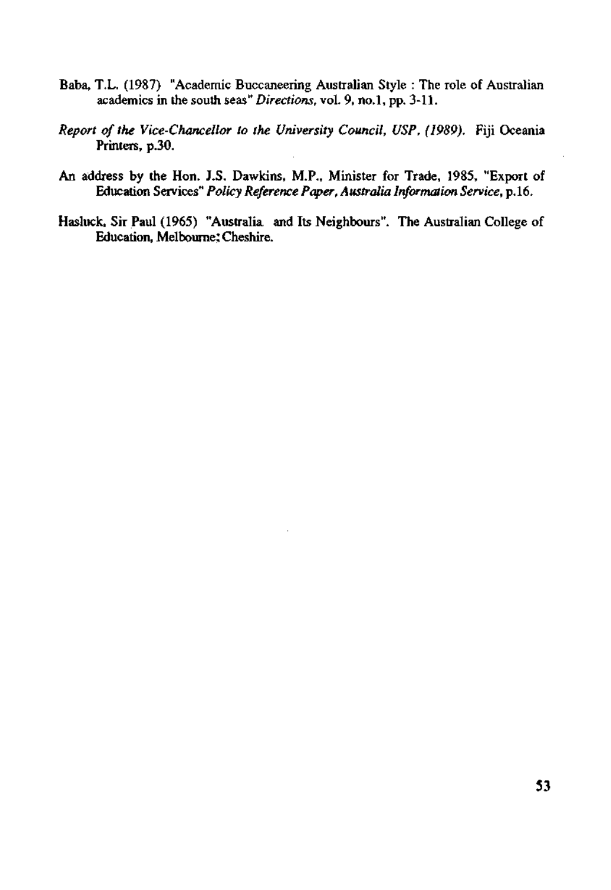Baba, T.L. (1987) "Academic Buccaneering Australian Style : The role of Australian academics in the south seas" *Directions*, vol. 9, no.1, pp. 3-11.

*Report of the Vice-Chancellor to the University Council, USP, (1989).* Fiji Oceania Printers, p.30.

An address by the Hon. J.S. Dawkins, M.P., Minister for Trade, 1985, "Export of Education Services" *Policy Reference Paper, Australia Information Service*, p.16.

Hasluck, Sir Paul (1965) "Australia and Its Neighbours". The Australian College of Education, Melbourne; Cheshire.